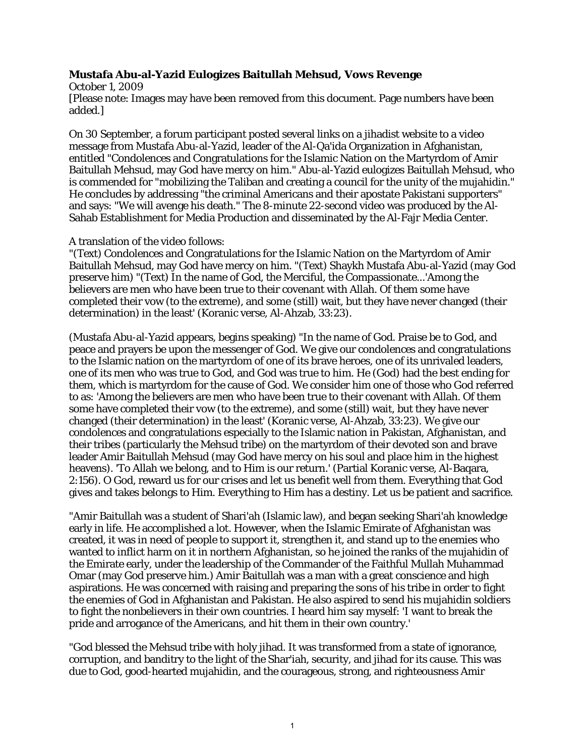**Mustafa Abu-al-Yazid Eulogizes Baitullah Mehsud, Vows Revenge**

October 1, 2009

[Please note: Images may have been removed from this document. Page numbers have been added.]

On 30 September, a forum participant posted several links on a jihadist website to a video message from Mustafa Abu-al-Yazid, leader of the Al-Qa'ida Organization in Afghanistan, entitled "Condolences and Congratulations for the Islamic Nation on the Martyrdom of Amir Baitullah Mehsud, may God have mercy on him." Abu-al-Yazid eulogizes Baitullah Mehsud, who is commended for "mobilizing the Taliban and creating a council for the unity of the mujahidin." He concludes by addressing "the criminal Americans and their apostate Pakistani supporters" and says: "We will avenge his death." The 8-minute 22-second video was produced by the Al-Sahab Establishment for Media Production and disseminated by the Al-Fajr Media Center.

A translation of the video follows:

"(Text) Condolences and Congratulations for the Islamic Nation on the Martyrdom of Amir Baitullah Mehsud, may God have mercy on him. "(Text) Shaykh Mustafa Abu-al-Yazid (may God preserve him) "(Text) In the name of God, the Merciful, the Compassionate...'Among the believers are men who have been true to their covenant with Allah. Of them some have completed their vow (to the extreme), and some (still) wait, but they have never changed (their determination) in the least' (Koranic verse, Al-Ahzab, 33:23).

(Mustafa Abu-al-Yazid appears, begins speaking) "In the name of God. Praise be to God, and peace and prayers be upon the messenger of God. We give our condolences and congratulations to the Islamic nation on the martyrdom of one of its brave heroes, one of its unrivaled leaders, one of its men who was true to God, and God was true to him. He (God) had the best ending for them, which is martyrdom for the cause of God. We consider him one of those who God referred to as: 'Among the believers are men who have been true to their covenant with Allah. Of them some have completed their vow (to the extreme), and some (still) wait, but they have never changed (their determination) in the least' (Koranic verse, Al-Ahzab, 33:23). We give our condolences and congratulations especially to the Islamic nation in Pakistan, Afghanistan, and their tribes (particularly the Mehsud tribe) on the martyrdom of their devoted son and brave leader Amir Baitullah Mehsud (may God have mercy on his soul and place him in the highest heavens). 'To Allah we belong, and to Him is our return.' (Partial Koranic verse, Al-Baqara, 2:156). O God, reward us for our crises and let us benefit well from them. Everything that God gives and takes belongs to Him. Everything to Him has a destiny. Let us be patient and sacrifice.

"Amir Baitullah was a student of Shari'ah (Islamic law), and began seeking Shari'ah knowledge early in life. He accomplished a lot. However, when the Islamic Emirate of Afghanistan was created, it was in need of people to support it, strengthen it, and stand up to the enemies who wanted to inflict harm on it in northern Afghanistan, so he joined the ranks of the mujahidin of the Emirate early, under the leadership of the Commander of the Faithful Mullah Muhammad Omar (may God preserve him.) Amir Baitullah was a man with a great conscience and high aspirations. He was concerned with raising and preparing the sons of his tribe in order to fight the enemies of God in Afghanistan and Pakistan. He also aspired to send his mujahidin soldiers to fight the nonbelievers in their own countries. I heard him say myself: 'I want to break the pride and arrogance of the Americans, and hit them in their own country.'

"God blessed the Mehsud tribe with holy jihad. It was transformed from a state of ignorance, corruption, and banditry to the light of the Shar'iah, security, and jihad for its cause. This was due to God, good-hearted mujahidin, and the courageous, strong, and righteousness Amir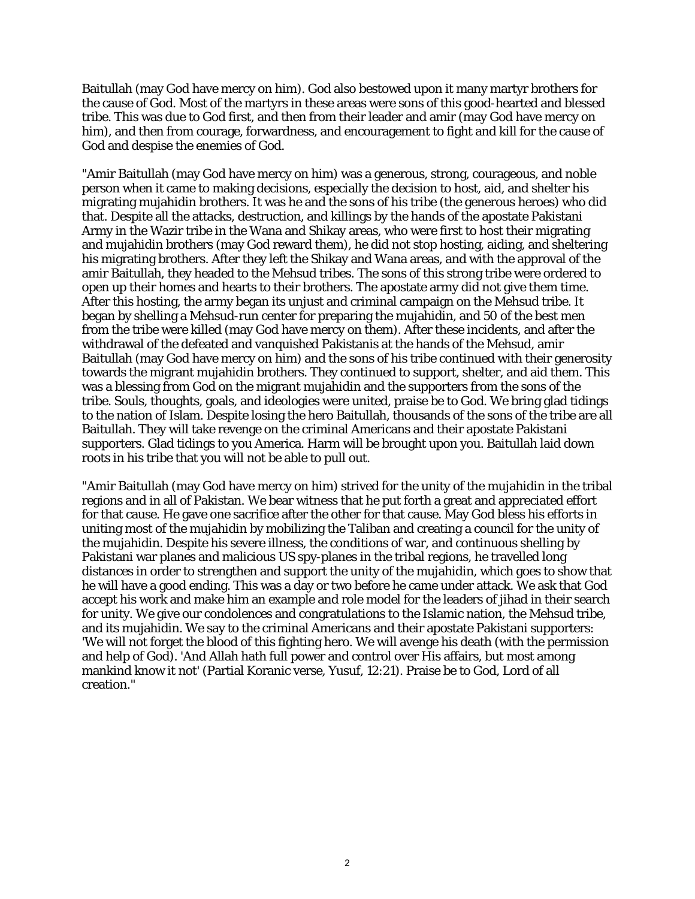Baitullah (may God have mercy on him). God also bestowed upon it many martyr brothers for the cause of God. Most of the martyrs in these areas were sons of this good-hearted and blessed tribe. This was due to God first, and then from their leader and amir (may God have mercy on him), and then from courage, forwardness, and encouragement to fight and kill for the cause of God and despise the enemies of God.

"Amir Baitullah (may God have mercy on him) was a generous, strong, courageous, and noble person when it came to making decisions, especially the decision to host, aid, and shelter his migrating mujahidin brothers. It was he and the sons of his tribe (the generous heroes) who did that. Despite all the attacks, destruction, and killings by the hands of the apostate Pakistani Army in the Wazir tribe in the Wana and Shikay areas, who were first to host their migrating and mujahidin brothers (may God reward them), he did not stop hosting, aiding, and sheltering his migrating brothers. After they left the Shikay and Wana areas, and with the approval of the amir Baitullah, they headed to the Mehsud tribes. The sons of this strong tribe were ordered to open up their homes and hearts to their brothers. The apostate army did not give them time. After this hosting, the army began its unjust and criminal campaign on the Mehsud tribe. It began by shelling a Mehsud-run center for preparing the mujahidin, and 50 of the best men from the tribe were killed (may God have mercy on them). After these incidents, and after the withdrawal of the defeated and vanquished Pakistanis at the hands of the Mehsud, amir Baitullah (may God have mercy on him) and the sons of his tribe continued with their generosity towards the migrant mujahidin brothers. They continued to support, shelter, and aid them. This was a blessing from God on the migrant mujahidin and the supporters from the sons of the tribe. Souls, thoughts, goals, and ideologies were united, praise be to God. We bring glad tidings to the nation of Islam. Despite losing the hero Baitullah, thousands of the sons of the tribe are all Baitullah. They will take revenge on the criminal Americans and their apostate Pakistani supporters. Glad tidings to you America. Harm will be brought upon you. Baitullah laid down roots in his tribe that you will not be able to pull out.

"Amir Baitullah (may God have mercy on him) strived for the unity of the mujahidin in the tribal regions and in all of Pakistan. We bear witness that he put forth a great and appreciated effort for that cause. He gave one sacrifice after the other for that cause. May God bless his efforts in uniting most of the mujahidin by mobilizing the Taliban and creating a council for the unity of the mujahidin. Despite his severe illness, the conditions of war, and continuous shelling by Pakistani war planes and malicious US spy-planes in the tribal regions, he travelled long distances in order to strengthen and support the unity of the mujahidin, which goes to show that he will have a good ending. This was a day or two before he came under attack. We ask that God accept his work and make him an example and role model for the leaders of jihad in their search for unity. We give our condolences and congratulations to the Islamic nation, the Mehsud tribe, and its mujahidin. We say to the criminal Americans and their apostate Pakistani supporters: 'We will not forget the blood of this fighting hero. We will avenge his death (with the permission and help of God). 'And Allah hath full power and control over His affairs, but most among mankind know it not' (Partial Koranic verse, Yusuf, 12:21). Praise be to God, Lord of all creation."